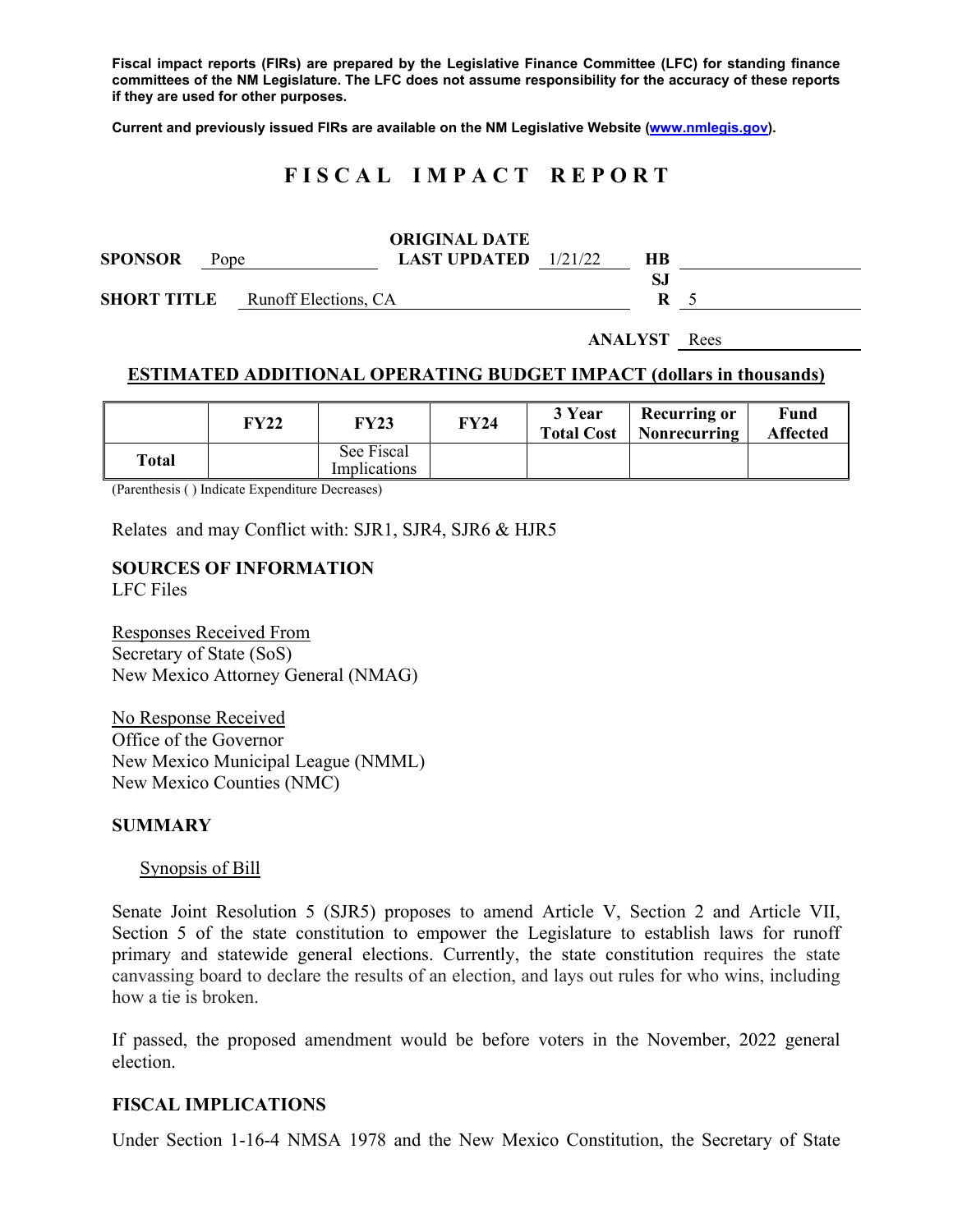Fiscal impact reports (FIRs) are prepared by the Legislative Finance Committee (LFC) for standing finance committees of the NM Legislature. The LFC does not assume responsibility for the accuracy of these reports if they are used for other purposes.

Current and previously issued FIRs are available on the NM Legislative Website (www.nmlegis.gov).

# FISCAL IMPACT REPORT

**SPONSOR** Pope **ORIGINAL DATE / LAST UPDATED** 1/21/22 **HB**

**SHORT TITLE** Runoff Elections, CA **SJR** 5

**ANALYST** Rees

## ESTIMATED ADDITIONAL OPERATING BUDGET IMPACT (dollars in thousands)

| | FY22 | FY23 | FY24 | 3 Year Total Cost | Recurring or Nonrecurring | Fund Affected |
|---|---|---|---|---|---|---|
| **Total** | | See Fiscal Implications | | | | |

(Parenthesis ( ) Indicate Expenditure Decreases)

Relates and may Conflict with: SJR1, SJR4, SJR6 & HJR5

**SOURCES OF INFORMATION**
LFC Files

Responses Received From
Secretary of State (SoS)
New Mexico Attorney General (NMAG)

No Response Received
Office of the Governor
New Mexico Municipal League (NMML)
New Mexico Counties (NMC)

## SUMMARY

Synopsis of Bill

Senate Joint Resolution 5 (SJR5) proposes to amend Article V, Section 2 and Article VII, Section 5 of the state constitution to empower the Legislature to establish laws for runoff primary and statewide general elections. Currently, the state constitution requires the state canvassing board to declare the results of an election, and lays out rules for who wins, including how a tie is broken.

If passed, the proposed amendment would be before voters in the November, 2022 general election.

## FISCAL IMPLICATIONS

Under Section 1-16-4 NMSA 1978 and the New Mexico Constitution, the Secretary of State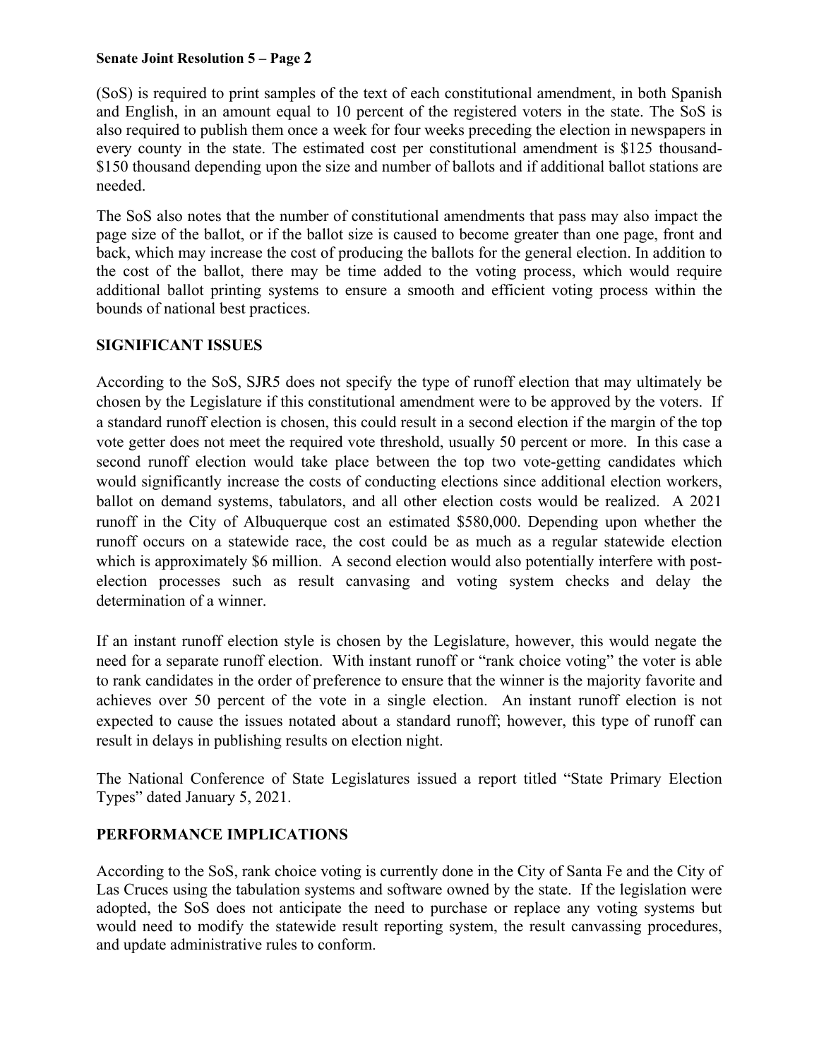(SoS) is required to print samples of the text of each constitutional amendment, in both Spanish and English, in an amount equal to 10 percent of the registered voters in the state. The SoS is also required to publish them once a week for four weeks preceding the election in newspapers in every county in the state. The estimated cost per constitutional amendment is $125 thousand-$150 thousand depending upon the size and number of ballots and if additional ballot stations are needed.

The SoS also notes that the number of constitutional amendments that pass may also impact the page size of the ballot, or if the ballot size is caused to become greater than one page, front and back, which may increase the cost of producing the ballots for the general election. In addition to the cost of the ballot, there may be time added to the voting process, which would require additional ballot printing systems to ensure a smooth and efficient voting process within the bounds of national best practices.

**SIGNIFICANT ISSUES**

According to the SoS, SJR5 does not specify the type of runoff election that may ultimately be chosen by the Legislature if this constitutional amendment were to be approved by the voters. If a standard runoff election is chosen, this could result in a second election if the margin of the top vote getter does not meet the required vote threshold, usually 50 percent or more. In this case a second runoff election would take place between the top two vote-getting candidates which would significantly increase the costs of conducting elections since additional election workers, ballot on demand systems, tabulators, and all other election costs would be realized. A 2021 runoff in the City of Albuquerque cost an estimated $580,000. Depending upon whether the runoff occurs on a statewide race, the cost could be as much as a regular statewide election which is approximately $6 million. A second election would also potentially interfere with post-election processes such as result canvasing and voting system checks and delay the determination of a winner.

If an instant runoff election style is chosen by the Legislature, however, this would negate the need for a separate runoff election. With instant runoff or "rank choice voting" the voter is able to rank candidates in the order of preference to ensure that the winner is the majority favorite and achieves over 50 percent of the vote in a single election. An instant runoff election is not expected to cause the issues notated about a standard runoff; however, this type of runoff can result in delays in publishing results on election night.

The National Conference of State Legislatures issued a report titled "State Primary Election Types" dated January 5, 2021.

**PERFORMANCE IMPLICATIONS**

According to the SoS, rank choice voting is currently done in the City of Santa Fe and the City of Las Cruces using the tabulation systems and software owned by the state. If the legislation were adopted, the SoS does not anticipate the need to purchase or replace any voting systems but would need to modify the statewide result reporting system, the result canvassing procedures, and update administrative rules to conform.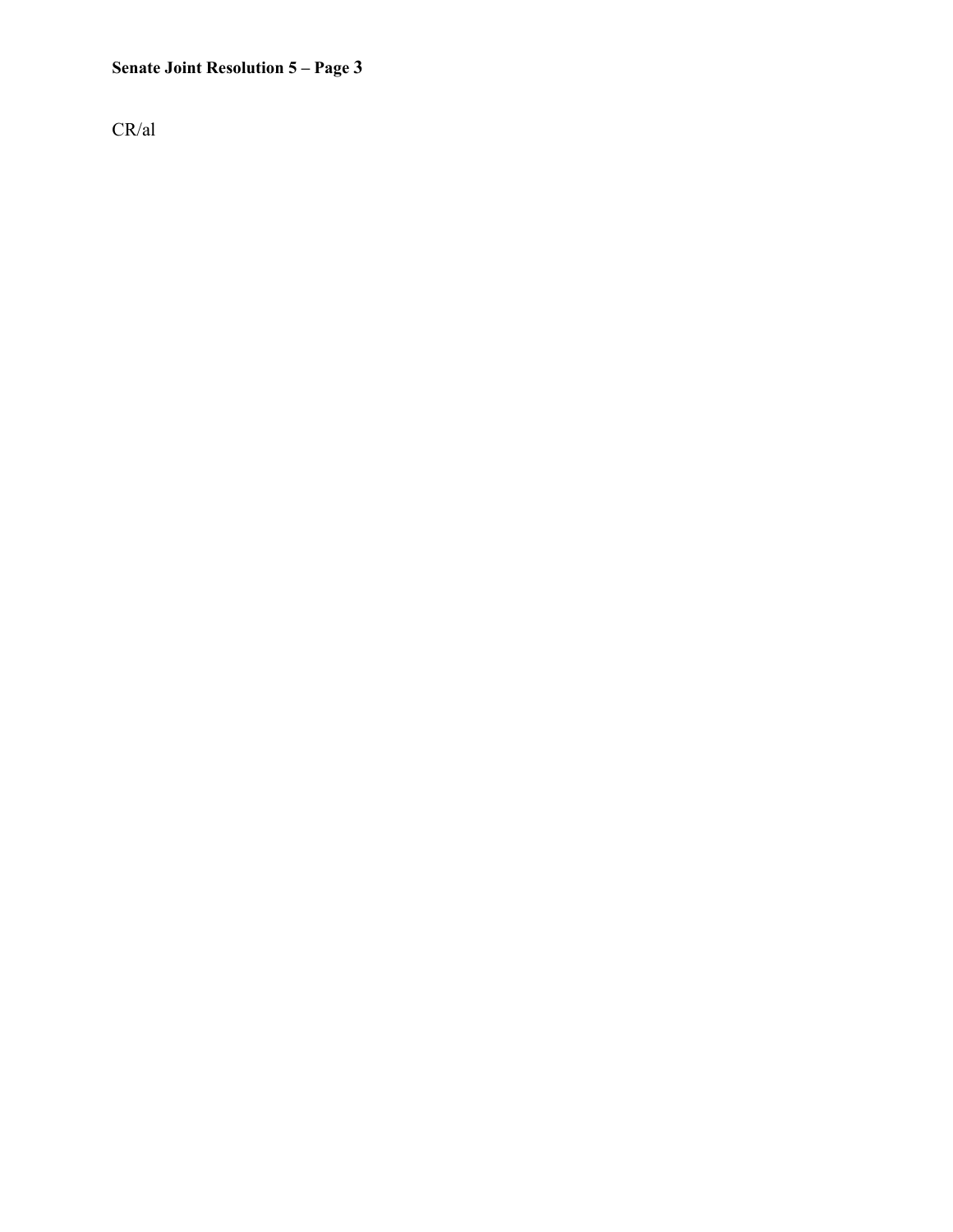CR/al